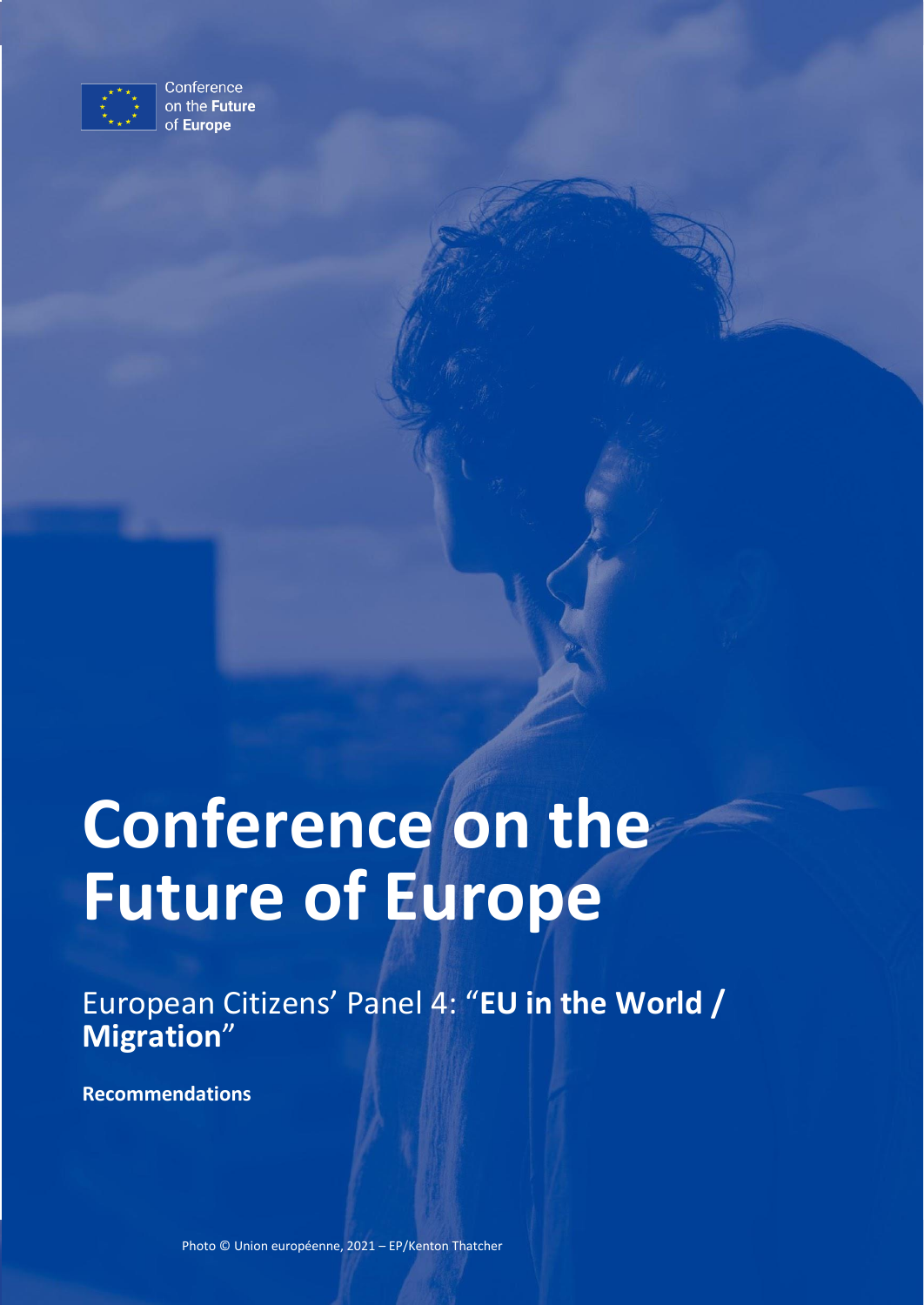Conference on the **Future** of **Europe**

# Conference on the Future of Europe

## European Citizens' Panel 4: "**EU in the World / Migration**"

**Recommendations**

Photo © Union européenne, 2021 – EP/Kenton Thatcher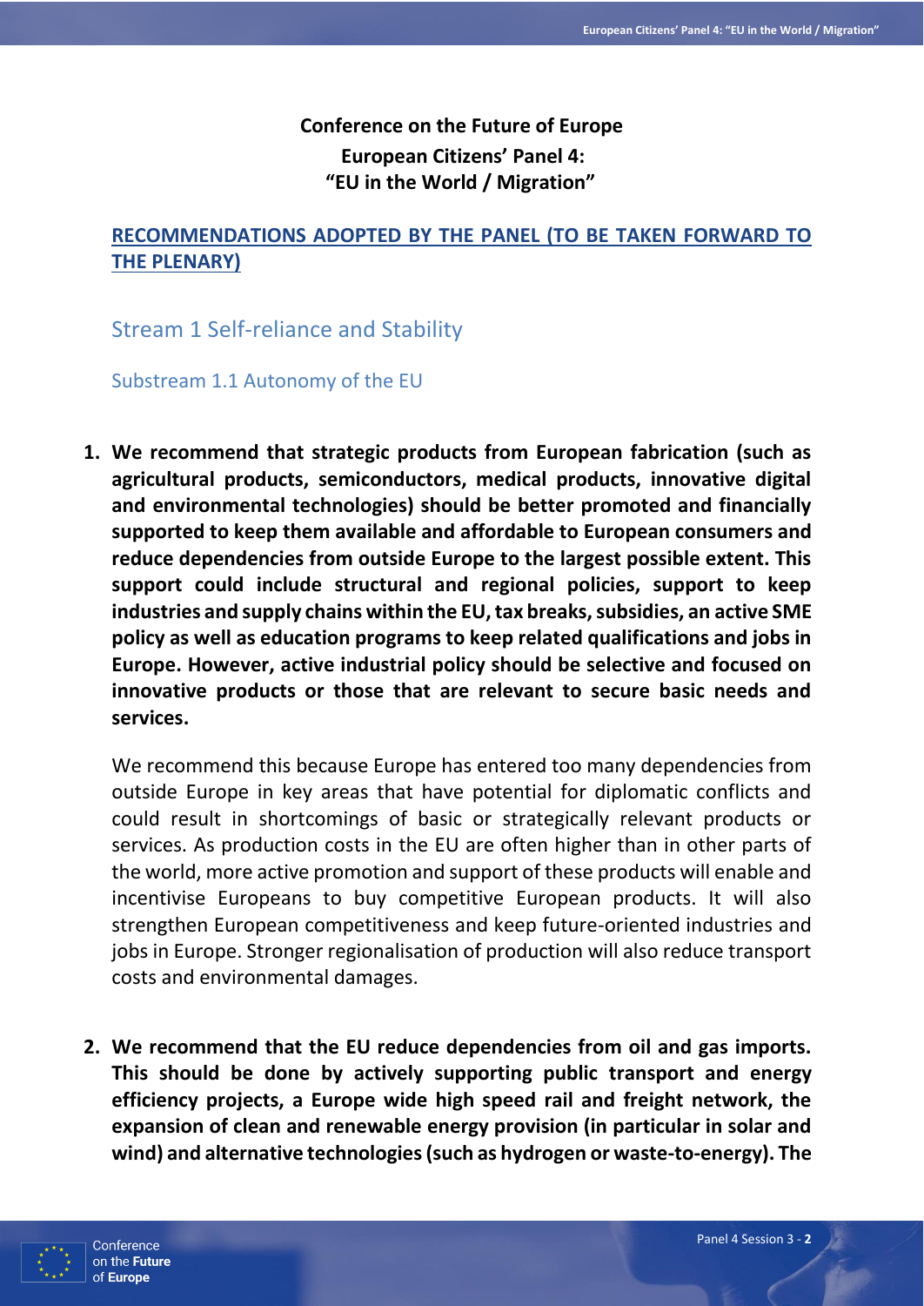**Conference on the Future of Europe**
**European Citizens' Panel 4:**
**"EU in the World / Migration"**

## RECOMMENDATIONS ADOPTED BY THE PANEL (TO BE TAKEN FORWARD TO THE PLENARY)

### Stream 1 Self-reliance and Stability

#### Substream 1.1 Autonomy of the EU

1. **We recommend that strategic products from European fabrication (such as agricultural products, semiconductors, medical products, innovative digital and environmental technologies) should be better promoted and financially supported to keep them available and affordable to European consumers and reduce dependencies from outside Europe to the largest possible extent. This support could include structural and regional policies, support to keep industries and supply chains within the EU, tax breaks, subsidies, an active SME policy as well as education programs to keep related qualifications and jobs in Europe. However, active industrial policy should be selective and focused on innovative products or those that are relevant to secure basic needs and services.**

   We recommend this because Europe has entered too many dependencies from outside Europe in key areas that have potential for diplomatic conflicts and could result in shortcomings of basic or strategically relevant products or services. As production costs in the EU are often higher than in other parts of the world, more active promotion and support of these products will enable and incentivise Europeans to buy competitive European products. It will also strengthen European competitiveness and keep future-oriented industries and jobs in Europe. Stronger regionalisation of production will also reduce transport costs and environmental damages.

2. **We recommend that the EU reduce dependencies from oil and gas imports. This should be done by actively supporting public transport and energy efficiency projects, a Europe wide high speed rail and freight network, the expansion of clean and renewable energy provision (in particular in solar and wind) and alternative technologies (such as hydrogen or waste-to-energy). The**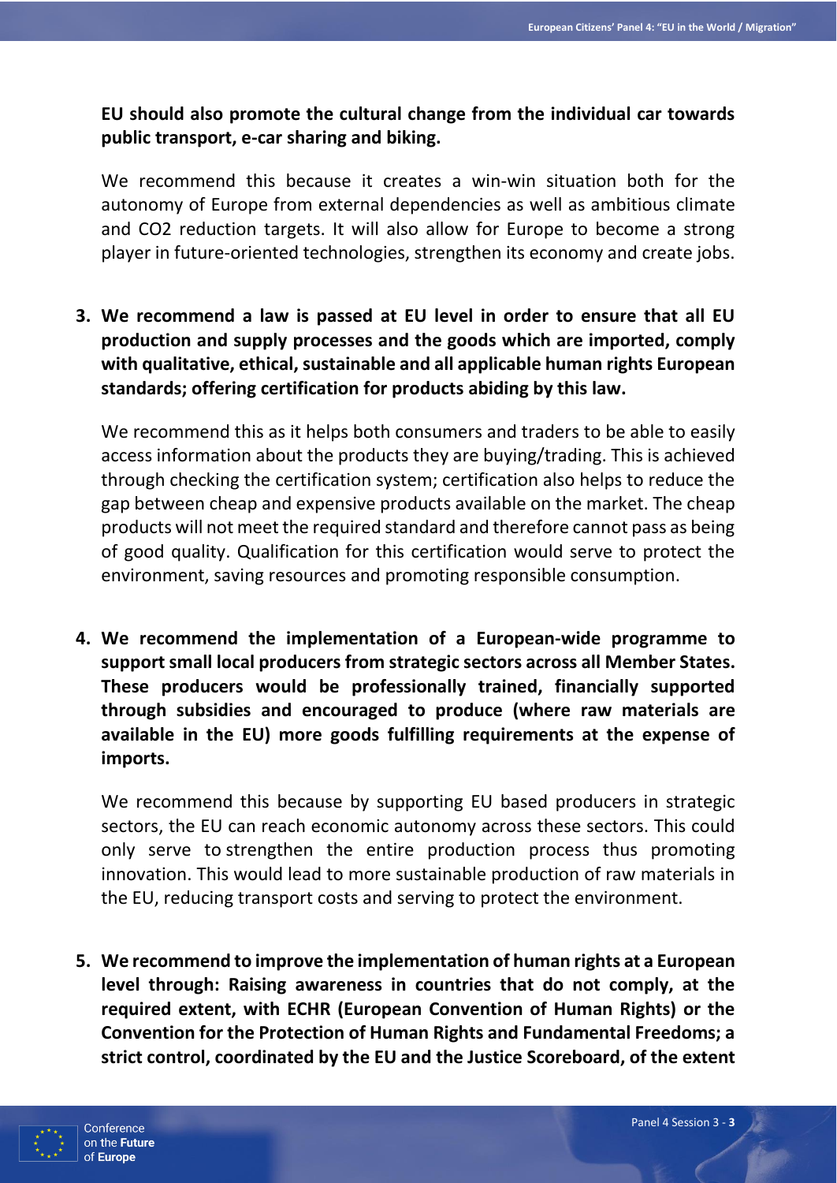**EU should also promote the cultural change from the individual car towards public transport, e-car sharing and biking.**

We recommend this because it creates a win-win situation both for the autonomy of Europe from external dependencies as well as ambitious climate and CO2 reduction targets. It will also allow for Europe to become a strong player in future-oriented technologies, strengthen its economy and create jobs.

3. **We recommend a law is passed at EU level in order to ensure that all EU production and supply processes and the goods which are imported, comply with qualitative, ethical, sustainable and all applicable human rights European standards; offering certification for products abiding by this law.**

   We recommend this as it helps both consumers and traders to be able to easily access information about the products they are buying/trading. This is achieved through checking the certification system; certification also helps to reduce the gap between cheap and expensive products available on the market. The cheap products will not meet the required standard and therefore cannot pass as being of good quality. Qualification for this certification would serve to protect the environment, saving resources and promoting responsible consumption.

4. **We recommend the implementation of a European-wide programme to support small local producers from strategic sectors across all Member States. These producers would be professionally trained, financially supported through subsidies and encouraged to produce (where raw materials are available in the EU) more goods fulfilling requirements at the expense of imports.**

   We recommend this because by supporting EU based producers in strategic sectors, the EU can reach economic autonomy across these sectors. This could only serve to strengthen the entire production process thus promoting innovation. This would lead to more sustainable production of raw materials in the EU, reducing transport costs and serving to protect the environment.

5. **We recommend to improve the implementation of human rights at a European level through: Raising awareness in countries that do not comply, at the required extent, with ECHR (European Convention of Human Rights) or the Convention for the Protection of Human Rights and Fundamental Freedoms; a strict control, coordinated by the EU and the Justice Scoreboard, of the extent**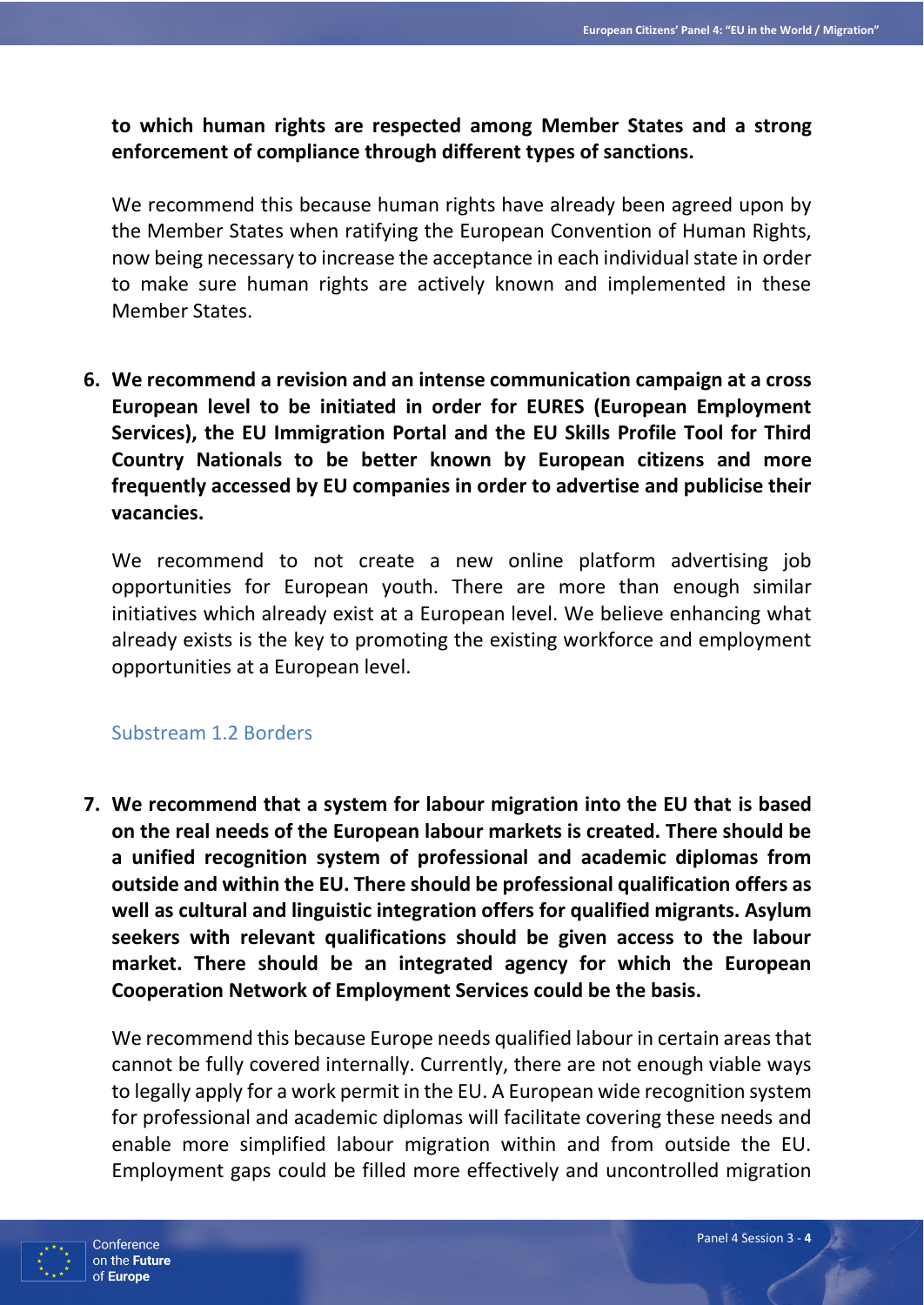**to which human rights are respected among Member States and a strong enforcement of compliance through different types of sanctions.**

We recommend this because human rights have already been agreed upon by the Member States when ratifying the European Convention of Human Rights, now being necessary to increase the acceptance in each individual state in order to make sure human rights are actively known and implemented in these Member States.

6. **We recommend a revision and an intense communication campaign at a cross European level to be initiated in order for EURES (European Employment Services), the EU Immigration Portal and the EU Skills Profile Tool for Third Country Nationals to be better known by European citizens and more frequently accessed by EU companies in order to advertise and publicise their vacancies.**

   We recommend to not create a new online platform advertising job opportunities for European youth. There are more than enough similar initiatives which already exist at a European level. We believe enhancing what already exists is the key to promoting the existing workforce and employment opportunities at a European level.

### Substream 1.2 Borders

7. **We recommend that a system for labour migration into the EU that is based on the real needs of the European labour markets is created. There should be a unified recognition system of professional and academic diplomas from outside and within the EU. There should be professional qualification offers as well as cultural and linguistic integration offers for qualified migrants. Asylum seekers with relevant qualifications should be given access to the labour market. There should be an integrated agency for which the European Cooperation Network of Employment Services could be the basis.**

   We recommend this because Europe needs qualified labour in certain areas that cannot be fully covered internally. Currently, there are not enough viable ways to legally apply for a work permit in the EU. A European wide recognition system for professional and academic diplomas will facilitate covering these needs and enable more simplified labour migration within and from outside the EU. Employment gaps could be filled more effectively and uncontrolled migration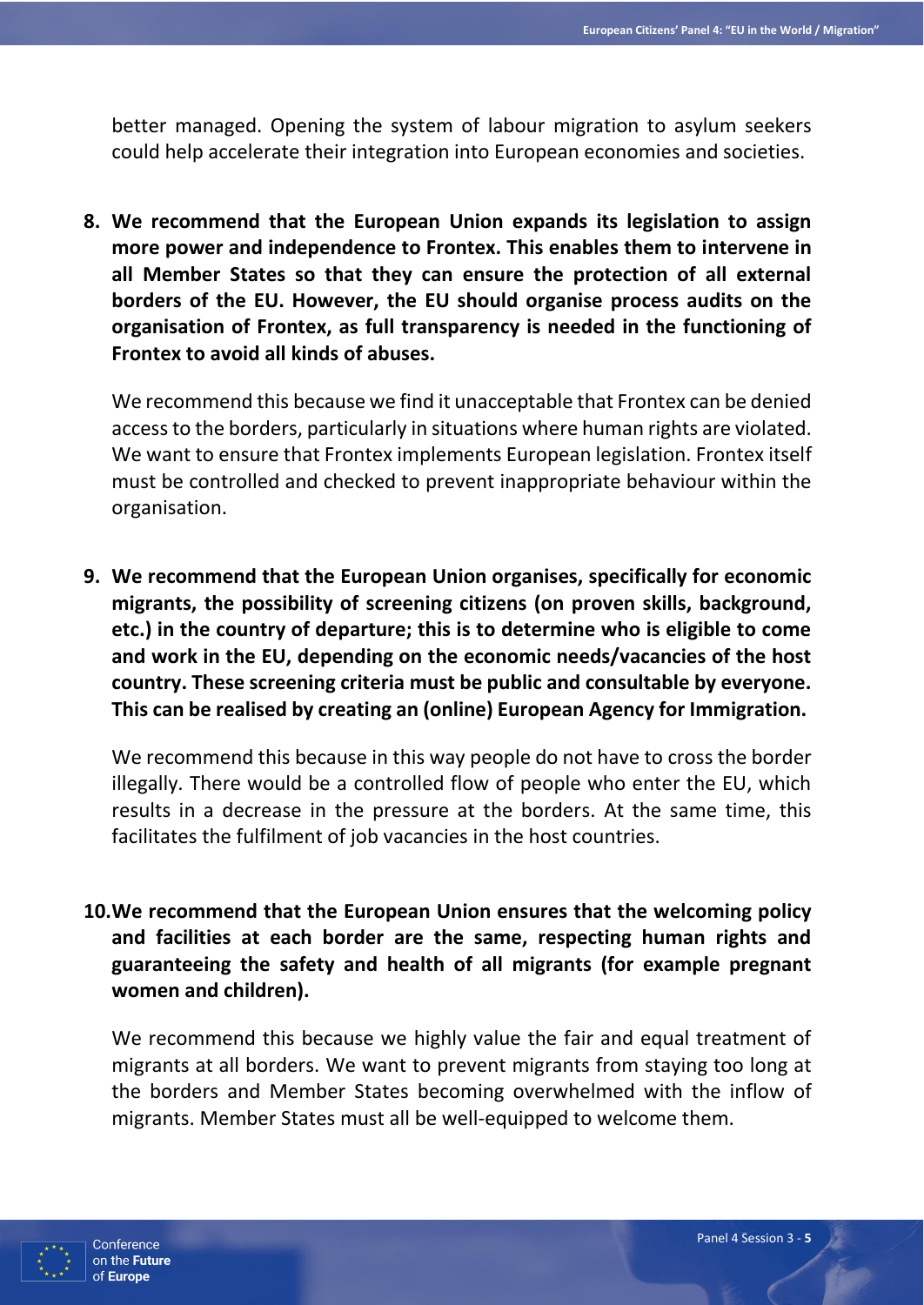better managed. Opening the system of labour migration to asylum seekers could help accelerate their integration into European economies and societies.

8. **We recommend that the European Union expands its legislation to assign more power and independence to Frontex. This enables them to intervene in all Member States so that they can ensure the protection of all external borders of the EU. However, the EU should organise process audits on the organisation of Frontex, as full transparency is needed in the functioning of Frontex to avoid all kinds of abuses.**

   We recommend this because we find it unacceptable that Frontex can be denied access to the borders, particularly in situations where human rights are violated. We want to ensure that Frontex implements European legislation. Frontex itself must be controlled and checked to prevent inappropriate behaviour within the organisation.

9. **We recommend that the European Union organises, specifically for economic migrants, the possibility of screening citizens (on proven skills, background, etc.) in the country of departure; this is to determine who is eligible to come and work in the EU, depending on the economic needs/vacancies of the host country. These screening criteria must be public and consultable by everyone. This can be realised by creating an (online) European Agency for Immigration.**

   We recommend this because in this way people do not have to cross the border illegally. There would be a controlled flow of people who enter the EU, which results in a decrease in the pressure at the borders. At the same time, this facilitates the fulfilment of job vacancies in the host countries.

10. **We recommend that the European Union ensures that the welcoming policy and facilities at each border are the same, respecting human rights and guaranteeing the safety and health of all migrants (for example pregnant women and children).**

    We recommend this because we highly value the fair and equal treatment of migrants at all borders. We want to prevent migrants from staying too long at the borders and Member States becoming overwhelmed with the inflow of migrants. Member States must all be well-equipped to welcome them.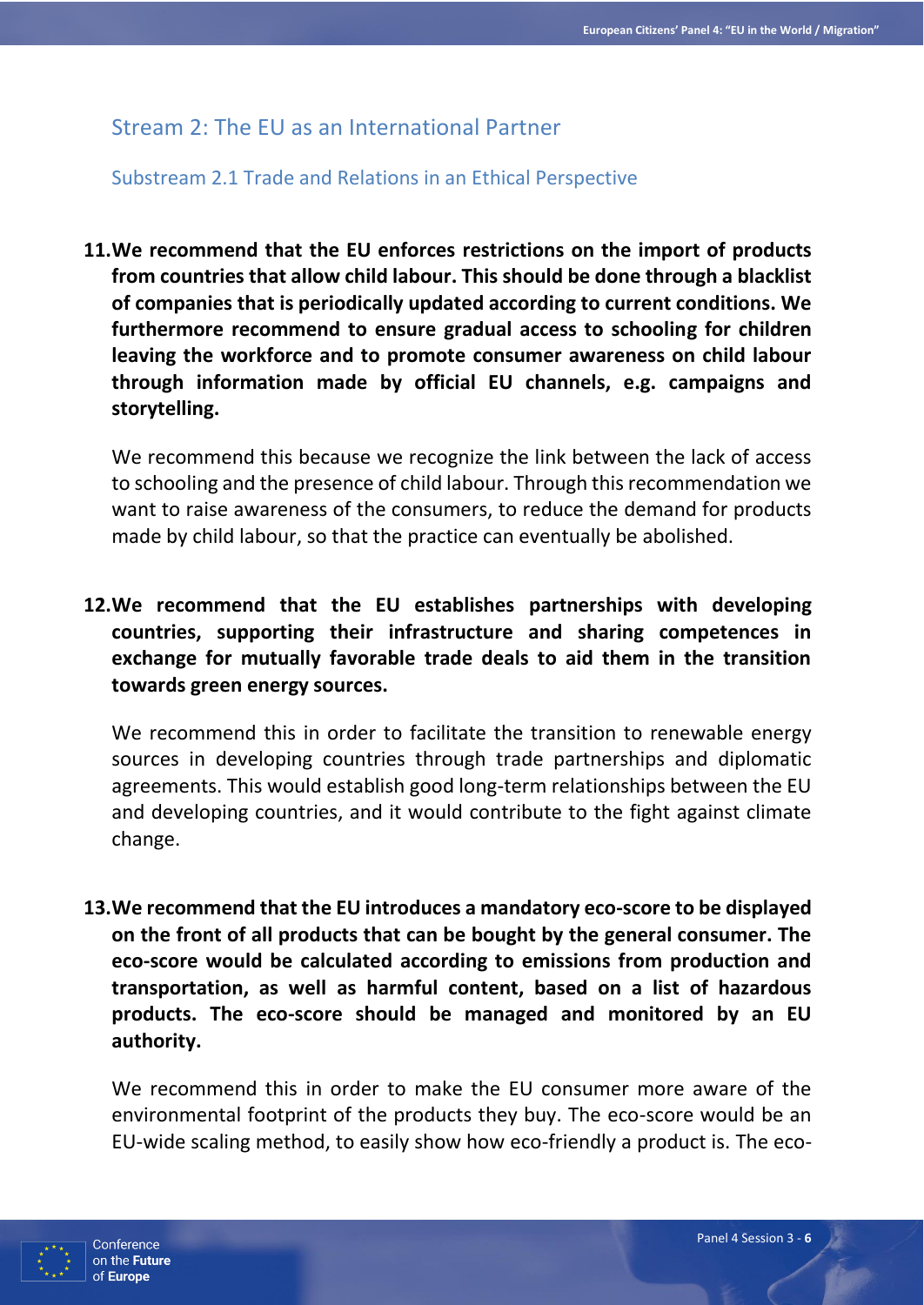## Stream 2: The EU as an International Partner

### Substream 2.1 Trade and Relations in an Ethical Perspective

**11. We recommend that the EU enforces restrictions on the import of products from countries that allow child labour. This should be done through a blacklist of companies that is periodically updated according to current conditions. We furthermore recommend to ensure gradual access to schooling for children leaving the workforce and to promote consumer awareness on child labour through information made by official EU channels, e.g. campaigns and storytelling.**

We recommend this because we recognize the link between the lack of access to schooling and the presence of child labour. Through this recommendation we want to raise awareness of the consumers, to reduce the demand for products made by child labour, so that the practice can eventually be abolished.

**12. We recommend that the EU establishes partnerships with developing countries, supporting their infrastructure and sharing competences in exchange for mutually favorable trade deals to aid them in the transition towards green energy sources.**

We recommend this in order to facilitate the transition to renewable energy sources in developing countries through trade partnerships and diplomatic agreements. This would establish good long-term relationships between the EU and developing countries, and it would contribute to the fight against climate change.

**13. We recommend that the EU introduces a mandatory eco-score to be displayed on the front of all products that can be bought by the general consumer. The eco-score would be calculated according to emissions from production and transportation, as well as harmful content, based on a list of hazardous products. The eco-score should be managed and monitored by an EU authority.**

We recommend this in order to make the EU consumer more aware of the environmental footprint of the products they buy. The eco-score would be an EU-wide scaling method, to easily show how eco-friendly a product is. The eco-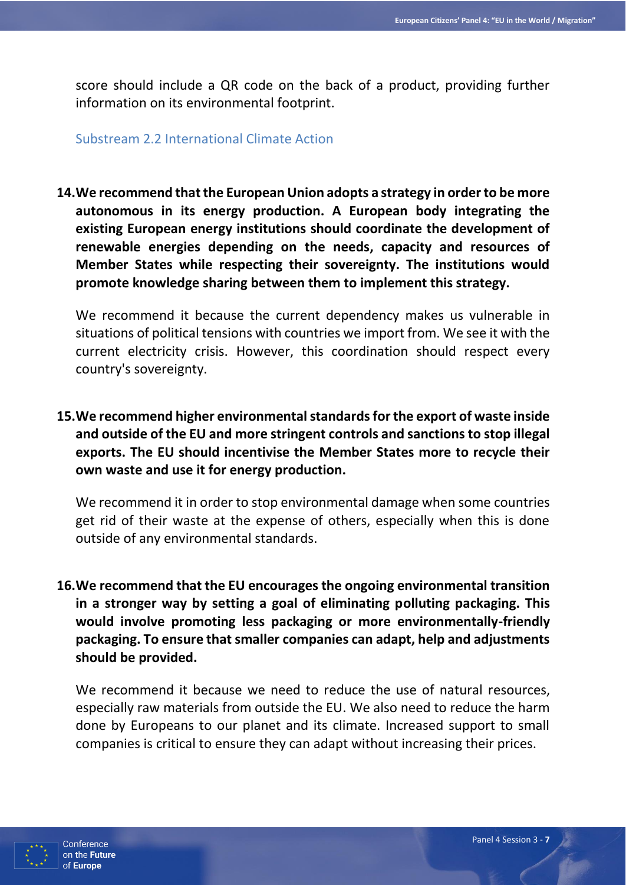score should include a QR code on the back of a product, providing further information on its environmental footprint.

### Substream 2.2 International Climate Action

14. **We recommend that the European Union adopts a strategy in order to be more autonomous in its energy production. A European body integrating the existing European energy institutions should coordinate the development of renewable energies depending on the needs, capacity and resources of Member States while respecting their sovereignty. The institutions would promote knowledge sharing between them to implement this strategy.**

    We recommend it because the current dependency makes us vulnerable in situations of political tensions with countries we import from. We see it with the current electricity crisis. However, this coordination should respect every country's sovereignty.

15. **We recommend higher environmental standards for the export of waste inside and outside of the EU and more stringent controls and sanctions to stop illegal exports. The EU should incentivise the Member States more to recycle their own waste and use it for energy production.**

    We recommend it in order to stop environmental damage when some countries get rid of their waste at the expense of others, especially when this is done outside of any environmental standards.

16. **We recommend that the EU encourages the ongoing environmental transition in a stronger way by setting a goal of eliminating polluting packaging. This would involve promoting less packaging or more environmentally-friendly packaging. To ensure that smaller companies can adapt, help and adjustments should be provided.**

    We recommend it because we need to reduce the use of natural resources, especially raw materials from outside the EU. We also need to reduce the harm done by Europeans to our planet and its climate. Increased support to small companies is critical to ensure they can adapt without increasing their prices.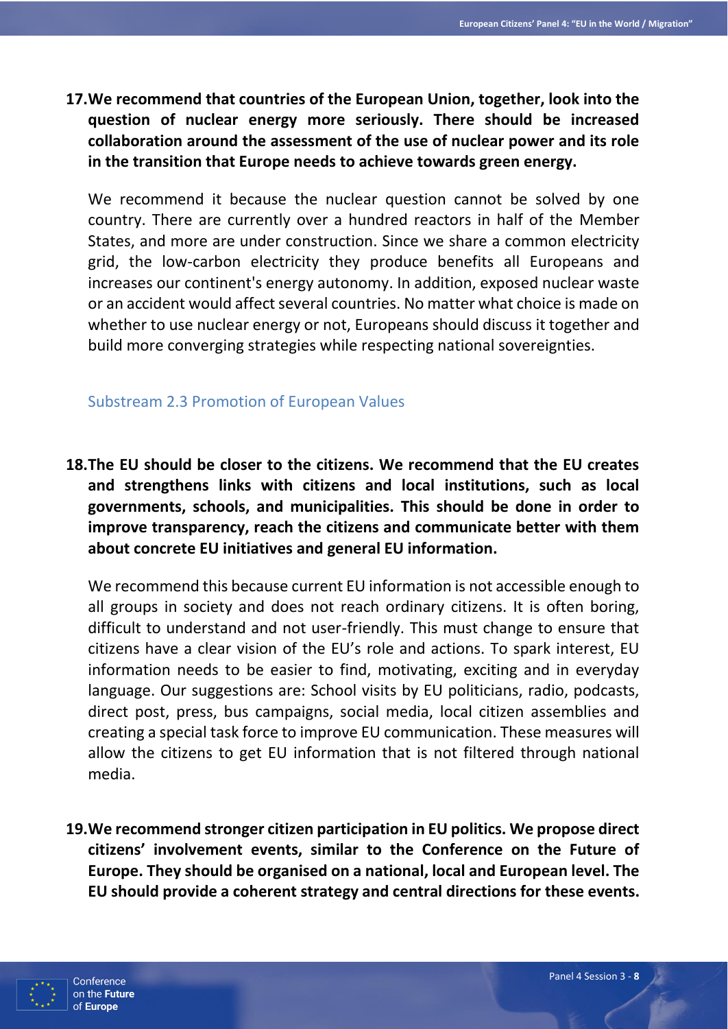**17. We recommend that countries of the European Union, together, look into the question of nuclear energy more seriously. There should be increased collaboration around the assessment of the use of nuclear power and its role in the transition that Europe needs to achieve towards green energy.**

We recommend it because the nuclear question cannot be solved by one country. There are currently over a hundred reactors in half of the Member States, and more are under construction. Since we share a common electricity grid, the low-carbon electricity they produce benefits all Europeans and increases our continent's energy autonomy. In addition, exposed nuclear waste or an accident would affect several countries. No matter what choice is made on whether to use nuclear energy or not, Europeans should discuss it together and build more converging strategies while respecting national sovereignties.

### Substream 2.3 Promotion of European Values

**18. The EU should be closer to the citizens. We recommend that the EU creates and strengthens links with citizens and local institutions, such as local governments, schools, and municipalities. This should be done in order to improve transparency, reach the citizens and communicate better with them about concrete EU initiatives and general EU information.**

We recommend this because current EU information is not accessible enough to all groups in society and does not reach ordinary citizens. It is often boring, difficult to understand and not user-friendly. This must change to ensure that citizens have a clear vision of the EU's role and actions. To spark interest, EU information needs to be easier to find, motivating, exciting and in everyday language. Our suggestions are: School visits by EU politicians, radio, podcasts, direct post, press, bus campaigns, social media, local citizen assemblies and creating a special task force to improve EU communication. These measures will allow the citizens to get EU information that is not filtered through national media.

**19. We recommend stronger citizen participation in EU politics. We propose direct citizens' involvement events, similar to the Conference on the Future of Europe. They should be organised on a national, local and European level. The EU should provide a coherent strategy and central directions for these events.**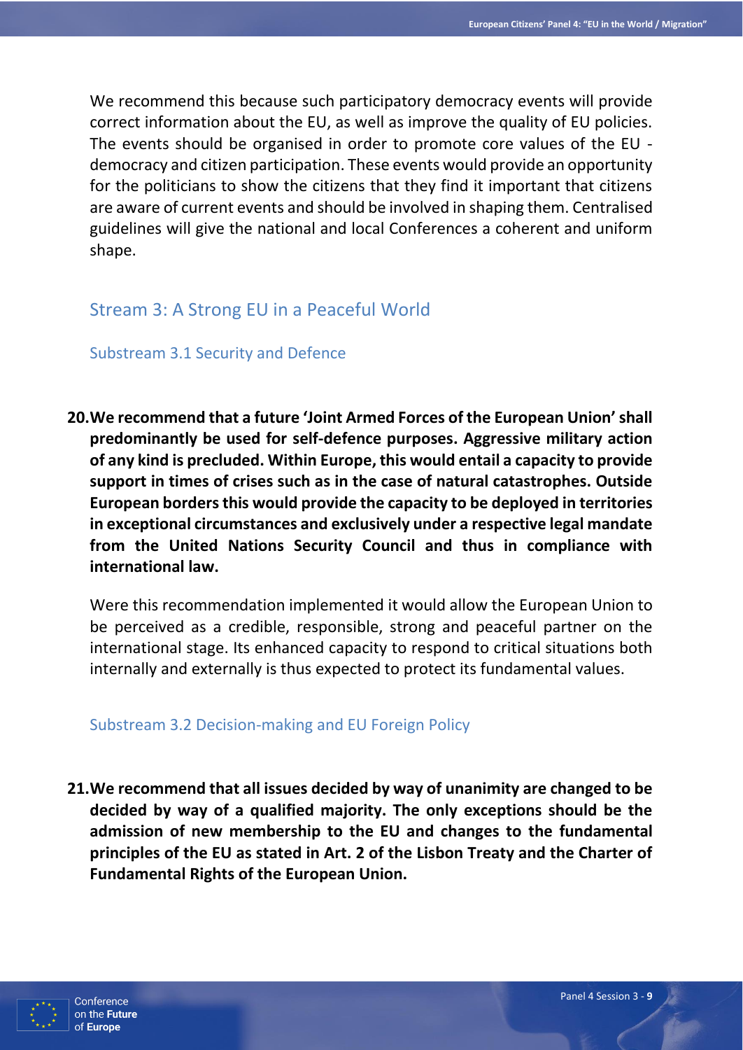We recommend this because such participatory democracy events will provide correct information about the EU, as well as improve the quality of EU policies. The events should be organised in order to promote core values of the EU - democracy and citizen participation. These events would provide an opportunity for the politicians to show the citizens that they find it important that citizens are aware of current events and should be involved in shaping them. Centralised guidelines will give the national and local Conferences a coherent and uniform shape.

## Stream 3: A Strong EU in a Peaceful World

### Substream 3.1 Security and Defence

**20. We recommend that a future 'Joint Armed Forces of the European Union' shall predominantly be used for self-defence purposes. Aggressive military action of any kind is precluded. Within Europe, this would entail a capacity to provide support in times of crises such as in the case of natural catastrophes. Outside European borders this would provide the capacity to be deployed in territories in exceptional circumstances and exclusively under a respective legal mandate from the United Nations Security Council and thus in compliance with international law.**

Were this recommendation implemented it would allow the European Union to be perceived as a credible, responsible, strong and peaceful partner on the international stage. Its enhanced capacity to respond to critical situations both internally and externally is thus expected to protect its fundamental values.

### Substream 3.2 Decision-making and EU Foreign Policy

**21. We recommend that all issues decided by way of unanimity are changed to be decided by way of a qualified majority. The only exceptions should be the admission of new membership to the EU and changes to the fundamental principles of the EU as stated in Art. 2 of the Lisbon Treaty and the Charter of Fundamental Rights of the European Union.**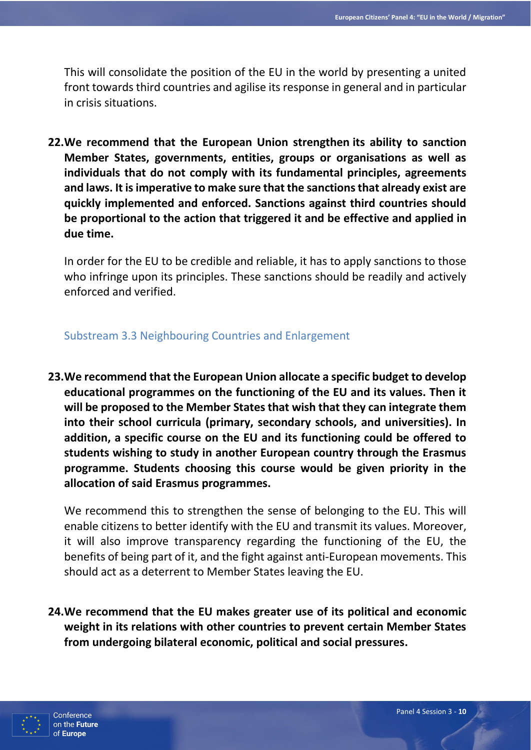This will consolidate the position of the EU in the world by presenting a united front towards third countries and agilise its response in general and in particular in crisis situations.

**22. We recommend that the European Union strengthen its ability to sanction Member States, governments, entities, groups or organisations as well as individuals that do not comply with its fundamental principles, agreements and laws. It is imperative to make sure that the sanctions that already exist are quickly implemented and enforced. Sanctions against third countries should be proportional to the action that triggered it and be effective and applied in due time.**

In order for the EU to be credible and reliable, it has to apply sanctions to those who infringe upon its principles. These sanctions should be readily and actively enforced and verified.

### Substream 3.3 Neighbouring Countries and Enlargement

**23. We recommend that the European Union allocate a specific budget to develop educational programmes on the functioning of the EU and its values. Then it will be proposed to the Member States that wish that they can integrate them into their school curricula (primary, secondary schools, and universities). In addition, a specific course on the EU and its functioning could be offered to students wishing to study in another European country through the Erasmus programme. Students choosing this course would be given priority in the allocation of said Erasmus programmes.**

We recommend this to strengthen the sense of belonging to the EU. This will enable citizens to better identify with the EU and transmit its values. Moreover, it will also improve transparency regarding the functioning of the EU, the benefits of being part of it, and the fight against anti-European movements. This should act as a deterrent to Member States leaving the EU.

**24. We recommend that the EU makes greater use of its political and economic weight in its relations with other countries to prevent certain Member States from undergoing bilateral economic, political and social pressures.**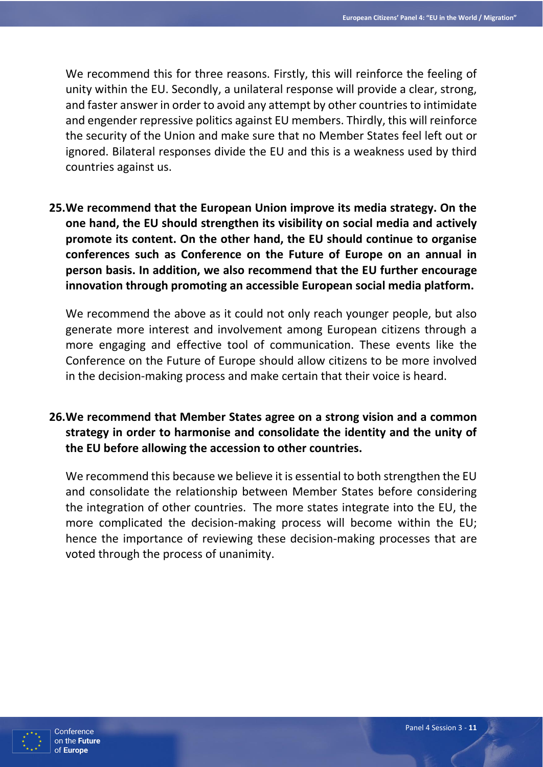We recommend this for three reasons. Firstly, this will reinforce the feeling of unity within the EU. Secondly, a unilateral response will provide a clear, strong, and faster answer in order to avoid any attempt by other countries to intimidate and engender repressive politics against EU members. Thirdly, this will reinforce the security of the Union and make sure that no Member States feel left out or ignored. Bilateral responses divide the EU and this is a weakness used by third countries against us.

25. **We recommend that the European Union improve its media strategy. On the one hand, the EU should strengthen its visibility on social media and actively promote its content. On the other hand, the EU should continue to organise conferences such as Conference on the Future of Europe on an annual in person basis. In addition, we also recommend that the EU further encourage innovation through promoting an accessible European social media platform.**

    We recommend the above as it could not only reach younger people, but also generate more interest and involvement among European citizens through a more engaging and effective tool of communication. These events like the Conference on the Future of Europe should allow citizens to be more involved in the decision-making process and make certain that their voice is heard.

26. **We recommend that Member States agree on a strong vision and a common strategy in order to harmonise and consolidate the identity and the unity of the EU before allowing the accession to other countries.**

    We recommend this because we believe it is essential to both strengthen the EU and consolidate the relationship between Member States before considering the integration of other countries. The more states integrate into the EU, the more complicated the decision-making process will become within the EU; hence the importance of reviewing these decision-making processes that are voted through the process of unanimity.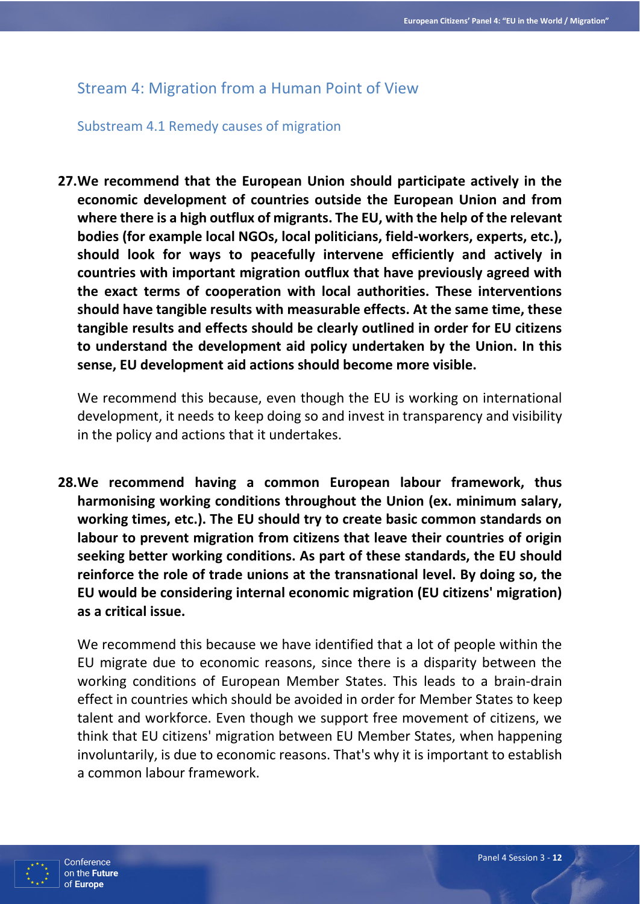## Stream 4: Migration from a Human Point of View

### Substream 4.1 Remedy causes of migration

**27. We recommend that the European Union should participate actively in the economic development of countries outside the European Union and from where there is a high outflux of migrants. The EU, with the help of the relevant bodies (for example local NGOs, local politicians, field-workers, experts, etc.), should look for ways to peacefully intervene efficiently and actively in countries with important migration outflux that have previously agreed with the exact terms of cooperation with local authorities. These interventions should have tangible results with measurable effects. At the same time, these tangible results and effects should be clearly outlined in order for EU citizens to understand the development aid policy undertaken by the Union. In this sense, EU development aid actions should become more visible.**

We recommend this because, even though the EU is working on international development, it needs to keep doing so and invest in transparency and visibility in the policy and actions that it undertakes.

**28. We recommend having a common European labour framework, thus harmonising working conditions throughout the Union (ex. minimum salary, working times, etc.). The EU should try to create basic common standards on labour to prevent migration from citizens that leave their countries of origin seeking better working conditions. As part of these standards, the EU should reinforce the role of trade unions at the transnational level. By doing so, the EU would be considering internal economic migration (EU citizens' migration) as a critical issue.**

We recommend this because we have identified that a lot of people within the EU migrate due to economic reasons, since there is a disparity between the working conditions of European Member States. This leads to a brain-drain effect in countries which should be avoided in order for Member States to keep talent and workforce. Even though we support free movement of citizens, we think that EU citizens' migration between EU Member States, when happening involuntarily, is due to economic reasons. That's why it is important to establish a common labour framework.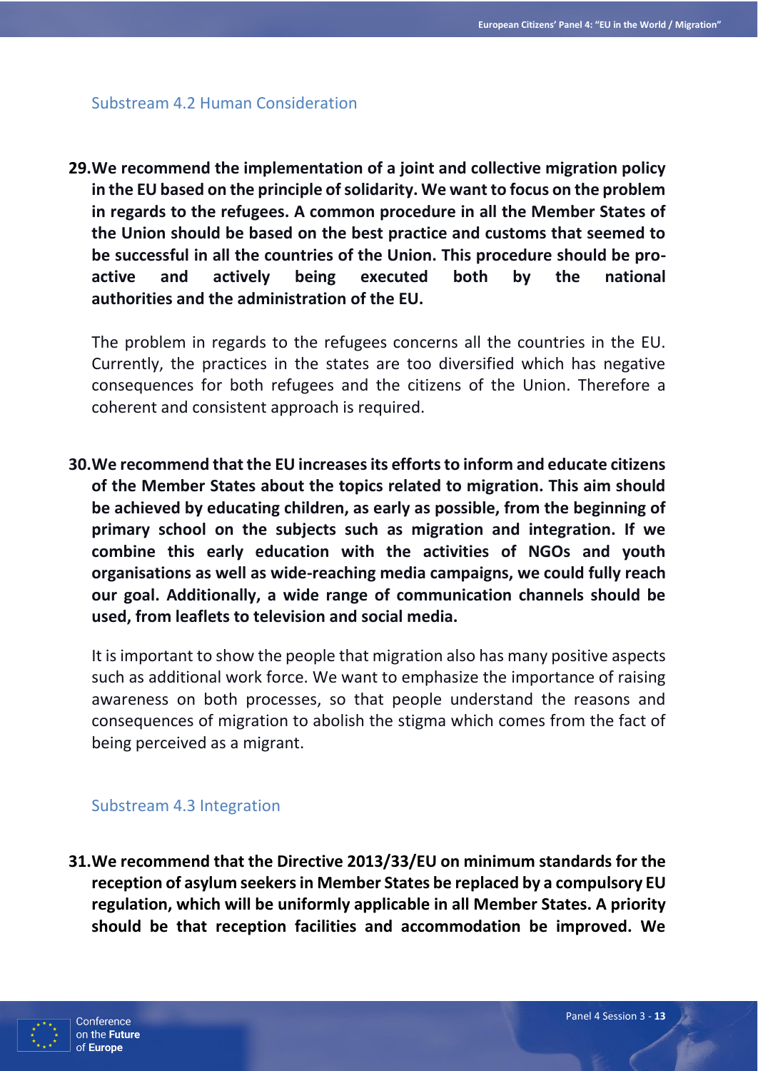### Substream 4.2 Human Consideration

**29. We recommend the implementation of a joint and collective migration policy in the EU based on the principle of solidarity. We want to focus on the problem in regards to the refugees. A common procedure in all the Member States of the Union should be based on the best practice and customs that seemed to be successful in all the countries of the Union. This procedure should be pro-active and actively being executed both by the national authorities and the administration of the EU.**

The problem in regards to the refugees concerns all the countries in the EU. Currently, the practices in the states are too diversified which has negative consequences for both refugees and the citizens of the Union. Therefore a coherent and consistent approach is required.

**30. We recommend that the EU increases its efforts to inform and educate citizens of the Member States about the topics related to migration. This aim should be achieved by educating children, as early as possible, from the beginning of primary school on the subjects such as migration and integration. If we combine this early education with the activities of NGOs and youth organisations as well as wide-reaching media campaigns, we could fully reach our goal. Additionally, a wide range of communication channels should be used, from leaflets to television and social media.**

It is important to show the people that migration also has many positive aspects such as additional work force. We want to emphasize the importance of raising awareness on both processes, so that people understand the reasons and consequences of migration to abolish the stigma which comes from the fact of being perceived as a migrant.

### Substream 4.3 Integration

**31. We recommend that the Directive 2013/33/EU on minimum standards for the reception of asylum seekers in Member States be replaced by a compulsory EU regulation, which will be uniformly applicable in all Member States. A priority should be that reception facilities and accommodation be improved. We**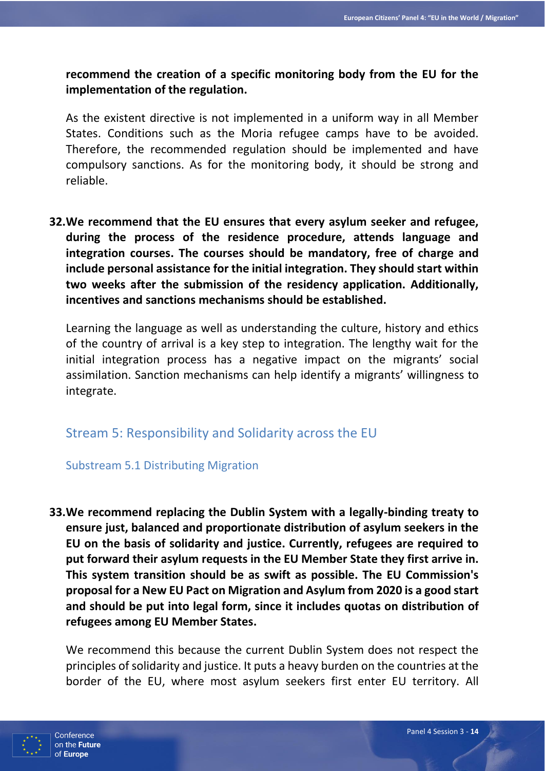**recommend the creation of a specific monitoring body from the EU for the implementation of the regulation.**

As the existent directive is not implemented in a uniform way in all Member States. Conditions such as the Moria refugee camps have to be avoided. Therefore, the recommended regulation should be implemented and have compulsory sanctions. As for the monitoring body, it should be strong and reliable.

**32. We recommend that the EU ensures that every asylum seeker and refugee, during the process of the residence procedure, attends language and integration courses. The courses should be mandatory, free of charge and include personal assistance for the initial integration. They should start within two weeks after the submission of the residency application. Additionally, incentives and sanctions mechanisms should be established.**

Learning the language as well as understanding the culture, history and ethics of the country of arrival is a key step to integration. The lengthy wait for the initial integration process has a negative impact on the migrants' social assimilation. Sanction mechanisms can help identify a migrants' willingness to integrate.

## Stream 5: Responsibility and Solidarity across the EU

### Substream 5.1 Distributing Migration

**33. We recommend replacing the Dublin System with a legally-binding treaty to ensure just, balanced and proportionate distribution of asylum seekers in the EU on the basis of solidarity and justice. Currently, refugees are required to put forward their asylum requests in the EU Member State they first arrive in. This system transition should be as swift as possible. The EU Commission's proposal for a New EU Pact on Migration and Asylum from 2020 is a good start and should be put into legal form, since it includes quotas on distribution of refugees among EU Member States.**

We recommend this because the current Dublin System does not respect the principles of solidarity and justice. It puts a heavy burden on the countries at the border of the EU, where most asylum seekers first enter EU territory. All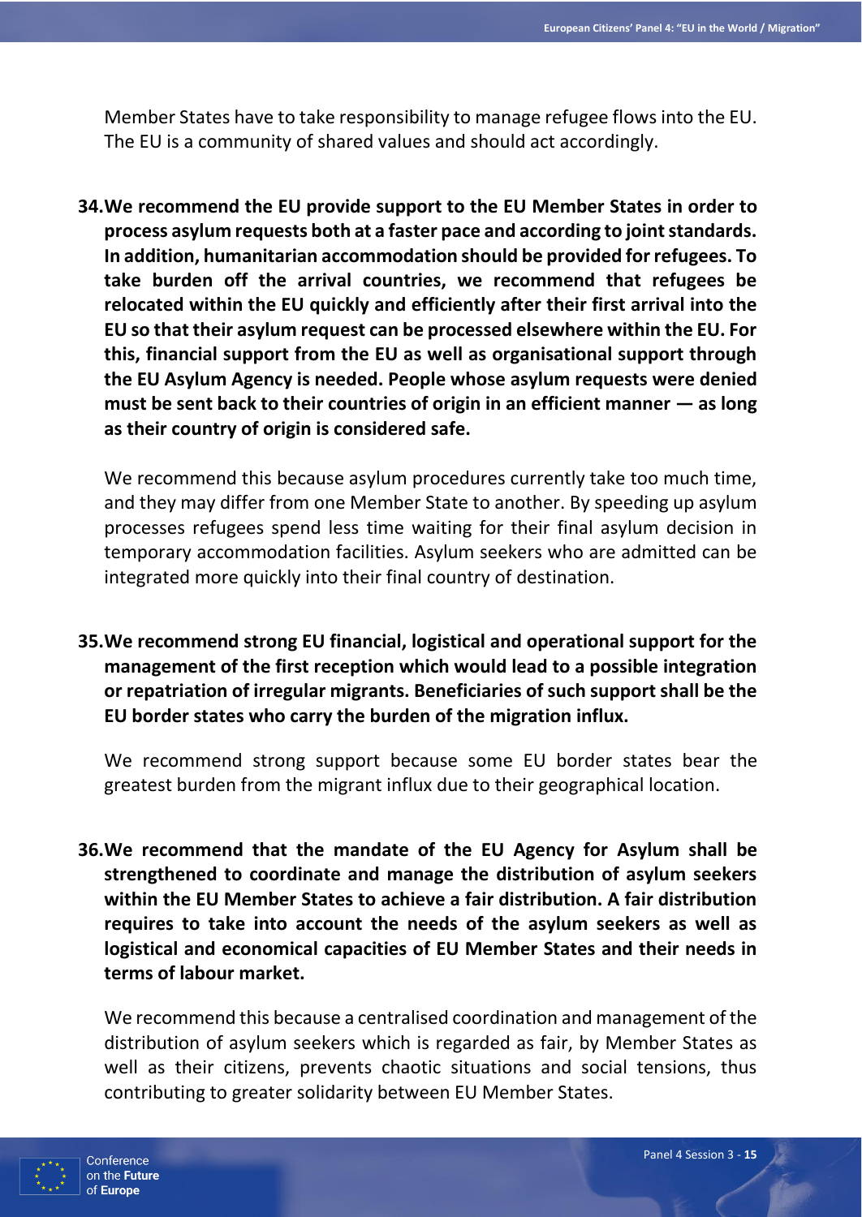Member States have to take responsibility to manage refugee flows into the EU. The EU is a community of shared values and should act accordingly.

**34. We recommend the EU provide support to the EU Member States in order to process asylum requests both at a faster pace and according to joint standards. In addition, humanitarian accommodation should be provided for refugees. To take burden off the arrival countries, we recommend that refugees be relocated within the EU quickly and efficiently after their first arrival into the EU so that their asylum request can be processed elsewhere within the EU. For this, financial support from the EU as well as organisational support through the EU Asylum Agency is needed. People whose asylum requests were denied must be sent back to their countries of origin in an efficient manner — as long as their country of origin is considered safe.**

We recommend this because asylum procedures currently take too much time, and they may differ from one Member State to another. By speeding up asylum processes refugees spend less time waiting for their final asylum decision in temporary accommodation facilities. Asylum seekers who are admitted can be integrated more quickly into their final country of destination.

**35. We recommend strong EU financial, logistical and operational support for the management of the first reception which would lead to a possible integration or repatriation of irregular migrants. Beneficiaries of such support shall be the EU border states who carry the burden of the migration influx.**

We recommend strong support because some EU border states bear the greatest burden from the migrant influx due to their geographical location.

**36. We recommend that the mandate of the EU Agency for Asylum shall be strengthened to coordinate and manage the distribution of asylum seekers within the EU Member States to achieve a fair distribution. A fair distribution requires to take into account the needs of the asylum seekers as well as logistical and economical capacities of EU Member States and their needs in terms of labour market.**

We recommend this because a centralised coordination and management of the distribution of asylum seekers which is regarded as fair, by Member States as well as their citizens, prevents chaotic situations and social tensions, thus contributing to greater solidarity between EU Member States.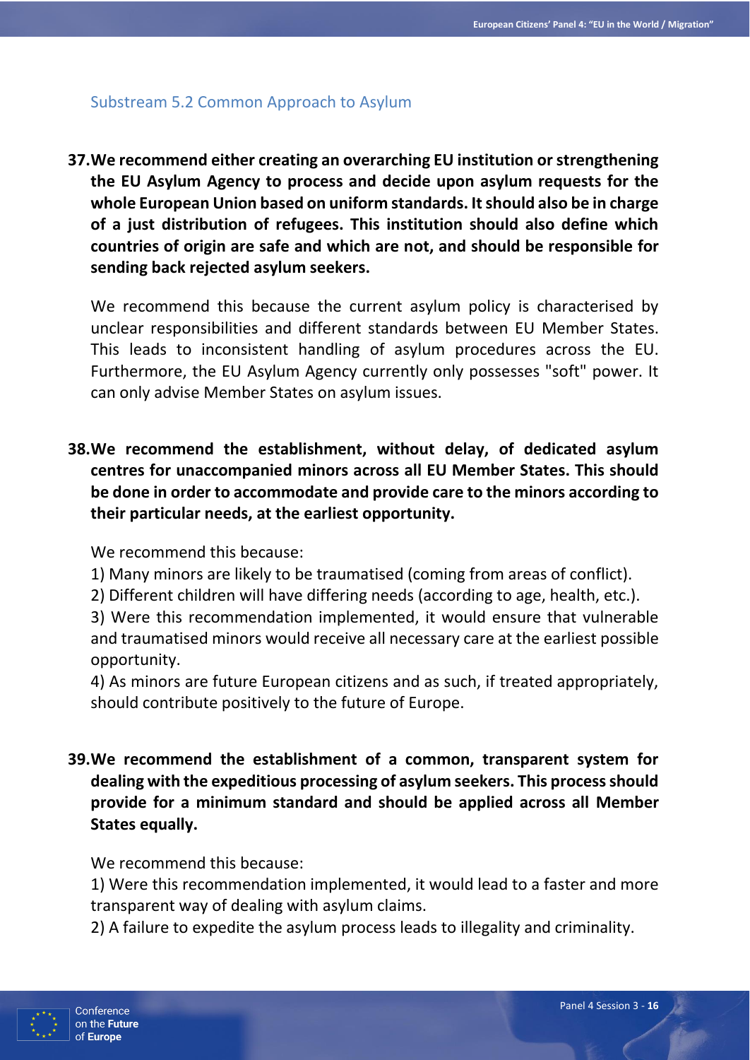### Substream 5.2 Common Approach to Asylum

**37. We recommend either creating an overarching EU institution or strengthening the EU Asylum Agency to process and decide upon asylum requests for the whole European Union based on uniform standards. It should also be in charge of a just distribution of refugees. This institution should also define which countries of origin are safe and which are not, and should be responsible for sending back rejected asylum seekers.**

We recommend this because the current asylum policy is characterised by unclear responsibilities and different standards between EU Member States. This leads to inconsistent handling of asylum procedures across the EU. Furthermore, the EU Asylum Agency currently only possesses "soft" power. It can only advise Member States on asylum issues.

**38. We recommend the establishment, without delay, of dedicated asylum centres for unaccompanied minors across all EU Member States. This should be done in order to accommodate and provide care to the minors according to their particular needs, at the earliest opportunity.**

We recommend this because:
1) Many minors are likely to be traumatised (coming from areas of conflict).
2) Different children will have differing needs (according to age, health, etc.).
3) Were this recommendation implemented, it would ensure that vulnerable and traumatised minors would receive all necessary care at the earliest possible opportunity.
4) As minors are future European citizens and as such, if treated appropriately, should contribute positively to the future of Europe.

**39. We recommend the establishment of a common, transparent system for dealing with the expeditious processing of asylum seekers. This process should provide for a minimum standard and should be applied across all Member States equally.**

We recommend this because:
1) Were this recommendation implemented, it would lead to a faster and more transparent way of dealing with asylum claims.
2) A failure to expedite the asylum process leads to illegality and criminality.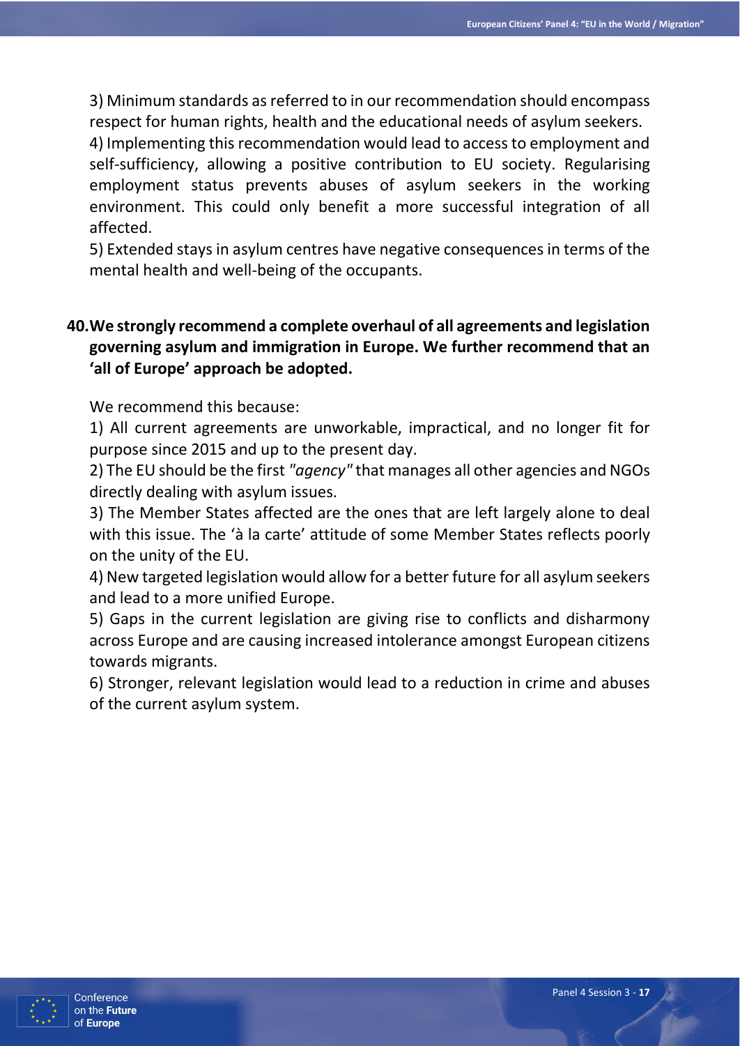3) Minimum standards as referred to in our recommendation should encompass respect for human rights, health and the educational needs of asylum seekers.
4) Implementing this recommendation would lead to access to employment and self-sufficiency, allowing a positive contribution to EU society. Regularising employment status prevents abuses of asylum seekers in the working environment. This could only benefit a more successful integration of all affected.
5) Extended stays in asylum centres have negative consequences in terms of the mental health and well-being of the occupants.

**40. We strongly recommend a complete overhaul of all agreements and legislation governing asylum and immigration in Europe. We further recommend that an 'all of Europe' approach be adopted.**

We recommend this because:
1) All current agreements are unworkable, impractical, and no longer fit for purpose since 2015 and up to the present day.
2) The EU should be the first *"agency"* that manages all other agencies and NGOs directly dealing with asylum issues.
3) The Member States affected are the ones that are left largely alone to deal with this issue. The 'à la carte' attitude of some Member States reflects poorly on the unity of the EU.
4) New targeted legislation would allow for a better future for all asylum seekers and lead to a more unified Europe.
5) Gaps in the current legislation are giving rise to conflicts and disharmony across Europe and are causing increased intolerance amongst European citizens towards migrants.
6) Stronger, relevant legislation would lead to a reduction in crime and abuses of the current asylum system.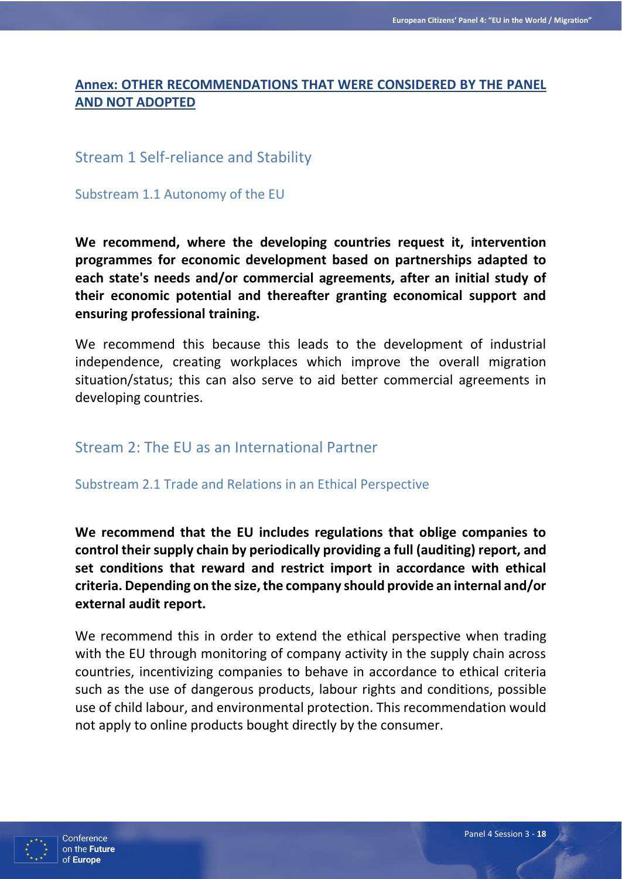## Annex: OTHER RECOMMENDATIONS THAT WERE CONSIDERED BY THE PANEL AND NOT ADOPTED

### Stream 1 Self-reliance and Stability

#### Substream 1.1 Autonomy of the EU

**We recommend, where the developing countries request it, intervention programmes for economic development based on partnerships adapted to each state's needs and/or commercial agreements, after an initial study of their economic potential and thereafter granting economical support and ensuring professional training.**

We recommend this because this leads to the development of industrial independence, creating workplaces which improve the overall migration situation/status; this can also serve to aid better commercial agreements in developing countries.

### Stream 2: The EU as an International Partner

#### Substream 2.1 Trade and Relations in an Ethical Perspective

**We recommend that the EU includes regulations that oblige companies to control their supply chain by periodically providing a full (auditing) report, and set conditions that reward and restrict import in accordance with ethical criteria. Depending on the size, the company should provide an internal and/or external audit report.**

We recommend this in order to extend the ethical perspective when trading with the EU through monitoring of company activity in the supply chain across countries, incentivizing companies to behave in accordance to ethical criteria such as the use of dangerous products, labour rights and conditions, possible use of child labour, and environmental protection. This recommendation would not apply to online products bought directly by the consumer.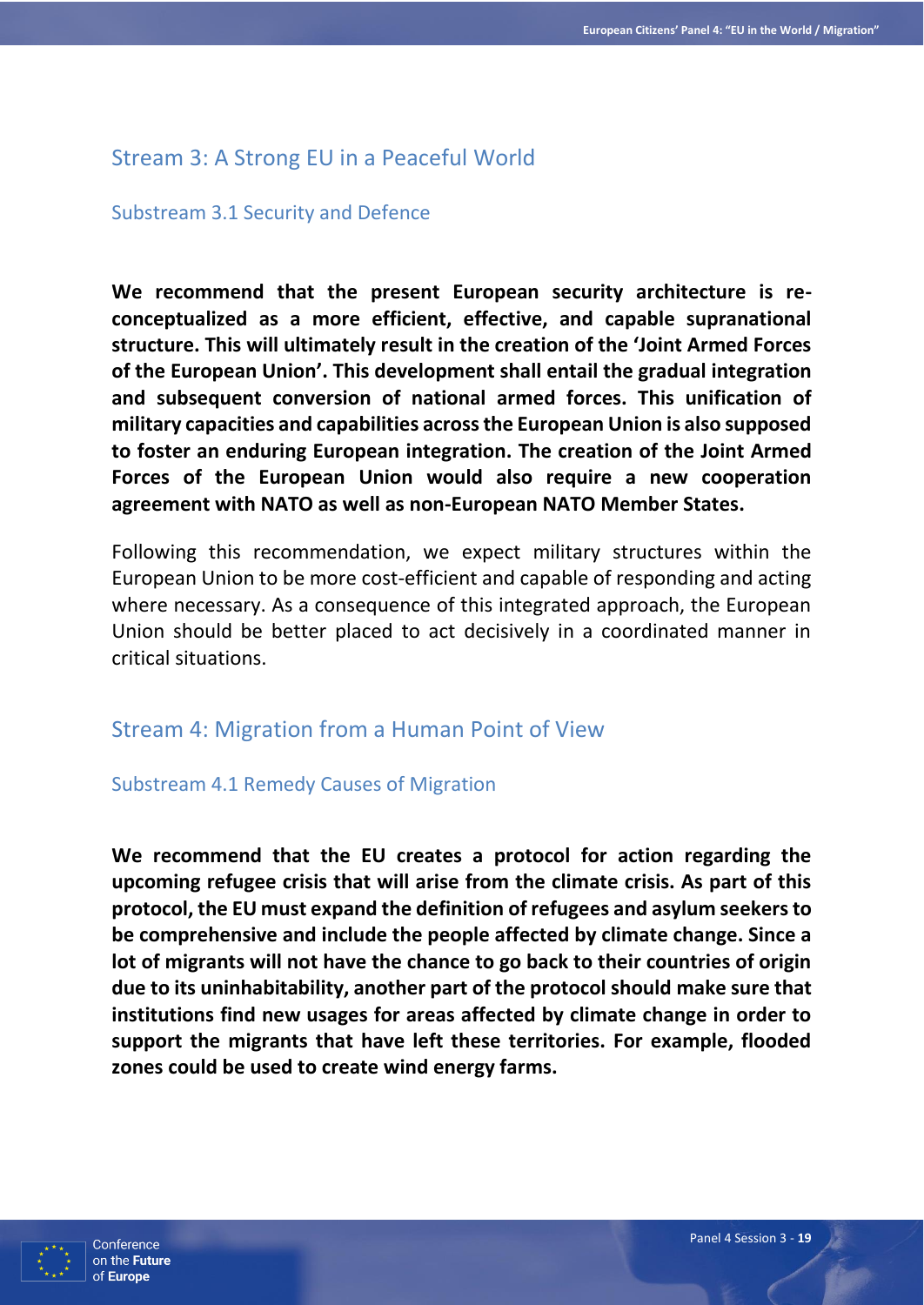## Stream 3: A Strong EU in a Peaceful World

### Substream 3.1 Security and Defence

**We recommend that the present European security architecture is re-conceptualized as a more efficient, effective, and capable supranational structure. This will ultimately result in the creation of the 'Joint Armed Forces of the European Union'. This development shall entail the gradual integration and subsequent conversion of national armed forces. This unification of military capacities and capabilities across the European Union is also supposed to foster an enduring European integration. The creation of the Joint Armed Forces of the European Union would also require a new cooperation agreement with NATO as well as non-European NATO Member States.**

Following this recommendation, we expect military structures within the European Union to be more cost-efficient and capable of responding and acting where necessary. As a consequence of this integrated approach, the European Union should be better placed to act decisively in a coordinated manner in critical situations.

## Stream 4: Migration from a Human Point of View

### Substream 4.1 Remedy Causes of Migration

**We recommend that the EU creates a protocol for action regarding the upcoming refugee crisis that will arise from the climate crisis. As part of this protocol, the EU must expand the definition of refugees and asylum seekers to be comprehensive and include the people affected by climate change. Since a lot of migrants will not have the chance to go back to their countries of origin due to its uninhabitability, another part of the protocol should make sure that institutions find new usages for areas affected by climate change in order to support the migrants that have left these territories. For example, flooded zones could be used to create wind energy farms.**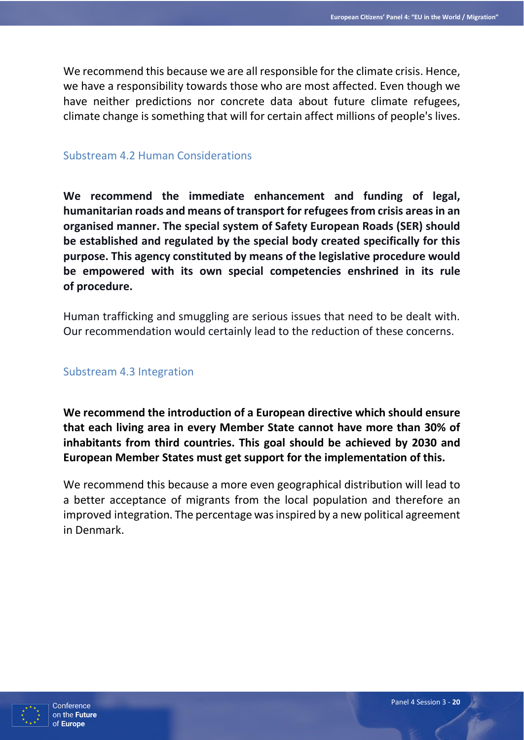We recommend this because we are all responsible for the climate crisis. Hence, we have a responsibility towards those who are most affected. Even though we have neither predictions nor concrete data about future climate refugees, climate change is something that will for certain affect millions of people's lives.

### Substream 4.2 Human Considerations

**We recommend the immediate enhancement and funding of legal, humanitarian roads and means of transport for refugees from crisis areas in an organised manner. The special system of Safety European Roads (SER) should be established and regulated by the special body created specifically for this purpose. This agency constituted by means of the legislative procedure would be empowered with its own special competencies enshrined in its rule of procedure.**

Human trafficking and smuggling are serious issues that need to be dealt with. Our recommendation would certainly lead to the reduction of these concerns.

### Substream 4.3 Integration

**We recommend the introduction of a European directive which should ensure that each living area in every Member State cannot have more than 30% of inhabitants from third countries. This goal should be achieved by 2030 and European Member States must get support for the implementation of this.**

We recommend this because a more even geographical distribution will lead to a better acceptance of migrants from the local population and therefore an improved integration. The percentage was inspired by a new political agreement in Denmark.